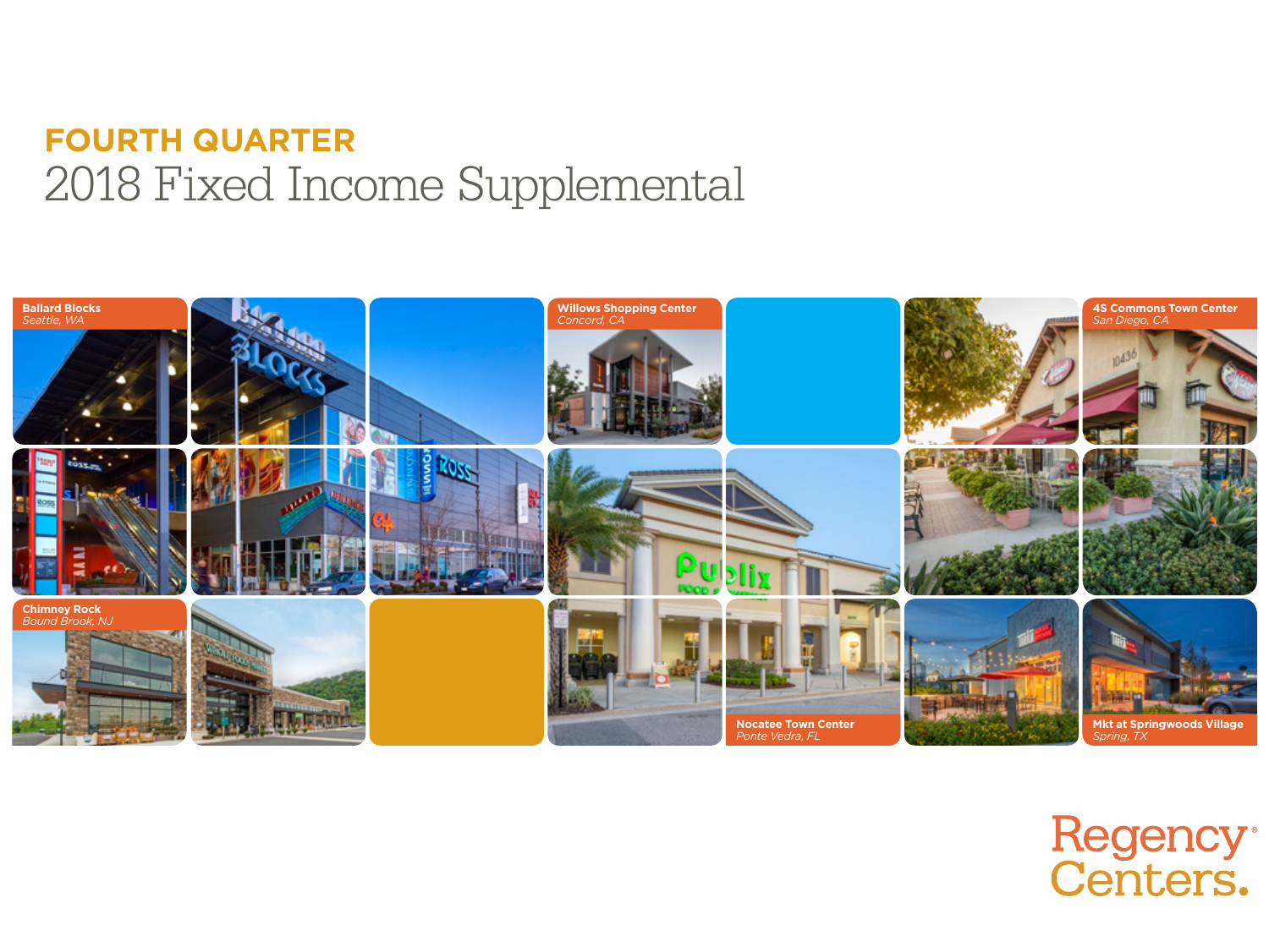# FOURTH QUARTER

## 2018 Fixed Income Supplemental

**Ballard Blocks**
*Seattle, WA*

**Willows Shopping Center**
*Concord, CA*

**4S Commons Town Center**
*San Diego, CA*

**Chimney Rock**
*Bound Brook, NJ*

**Nocatee Town Center**
*Ponte Vedra, FL*

**Mkt at Springwoods Village**
*Spring, TX*

Regency Centers.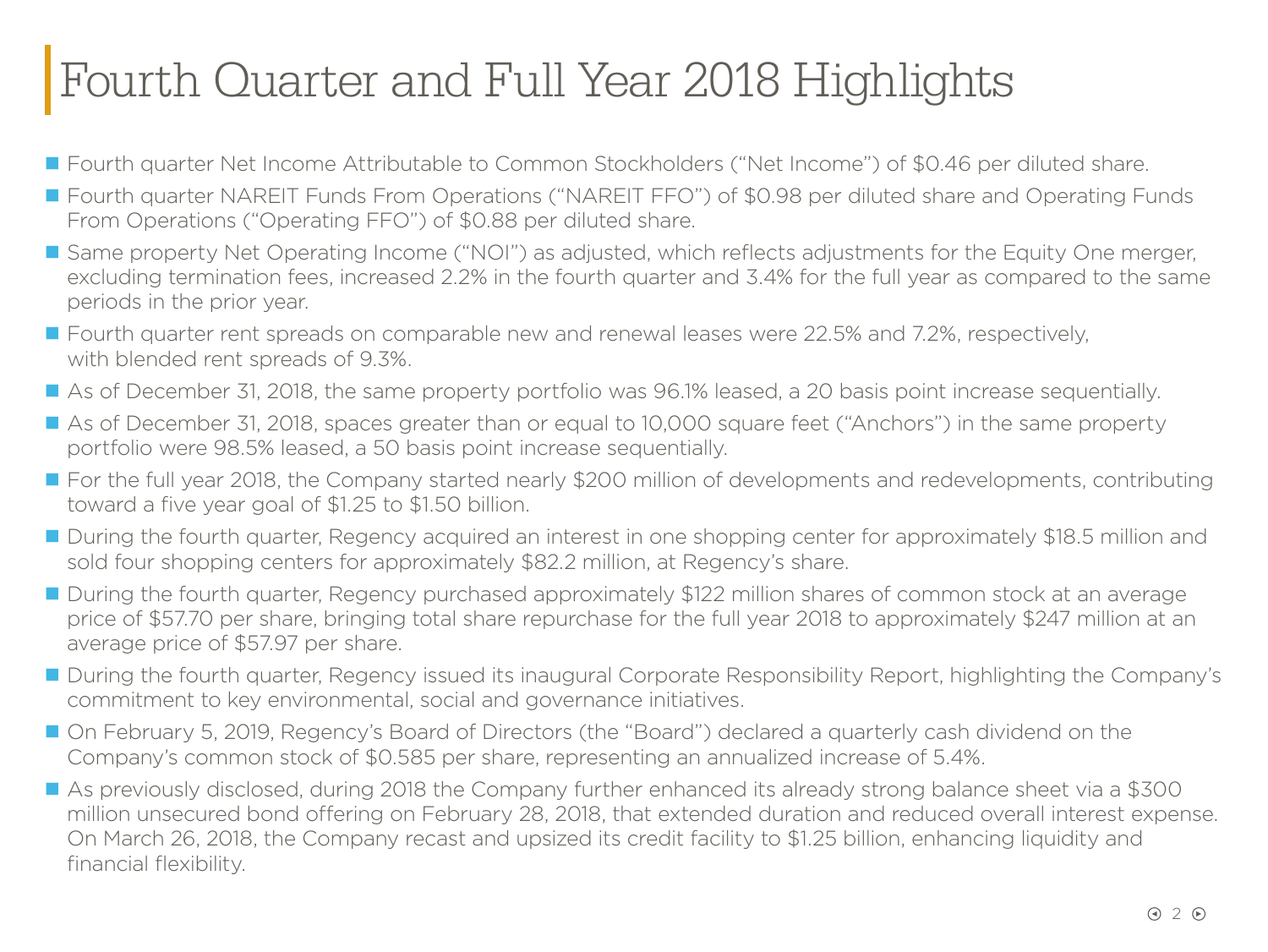# Fourth Quarter and Full Year 2018 Highlights

- Fourth quarter Net Income Attributable to Common Stockholders ("Net Income") of $0.46 per diluted share.
- Fourth quarter NAREIT Funds From Operations ("NAREIT FFO") of $0.98 per diluted share and Operating Funds From Operations ("Operating FFO") of $0.88 per diluted share.
- Same property Net Operating Income ("NOI") as adjusted, which reflects adjustments for the Equity One merger, excluding termination fees, increased 2.2% in the fourth quarter and 3.4% for the full year as compared to the same periods in the prior year.
- Fourth quarter rent spreads on comparable new and renewal leases were 22.5% and 7.2%, respectively, with blended rent spreads of 9.3%.
- As of December 31, 2018, the same property portfolio was 96.1% leased, a 20 basis point increase sequentially.
- As of December 31, 2018, spaces greater than or equal to 10,000 square feet ("Anchors") in the same property portfolio were 98.5% leased, a 50 basis point increase sequentially.
- For the full year 2018, the Company started nearly $200 million of developments and redevelopments, contributing toward a five year goal of $1.25 to $1.50 billion.
- During the fourth quarter, Regency acquired an interest in one shopping center for approximately $18.5 million and sold four shopping centers for approximately $82.2 million, at Regency's share.
- During the fourth quarter, Regency purchased approximately $122 million shares of common stock at an average price of $57.70 per share, bringing total share repurchase for the full year 2018 to approximately $247 million at an average price of $57.97 per share.
- During the fourth quarter, Regency issued its inaugural Corporate Responsibility Report, highlighting the Company's commitment to key environmental, social and governance initiatives.
- On February 5, 2019, Regency's Board of Directors (the "Board") declared a quarterly cash dividend on the Company's common stock of $0.585 per share, representing an annualized increase of 5.4%.
- As previously disclosed, during 2018 the Company further enhanced its already strong balance sheet via a $300 million unsecured bond offering on February 28, 2018, that extended duration and reduced overall interest expense. On March 26, 2018, the Company recast and upsized its credit facility to $1.25 billion, enhancing liquidity and financial flexibility.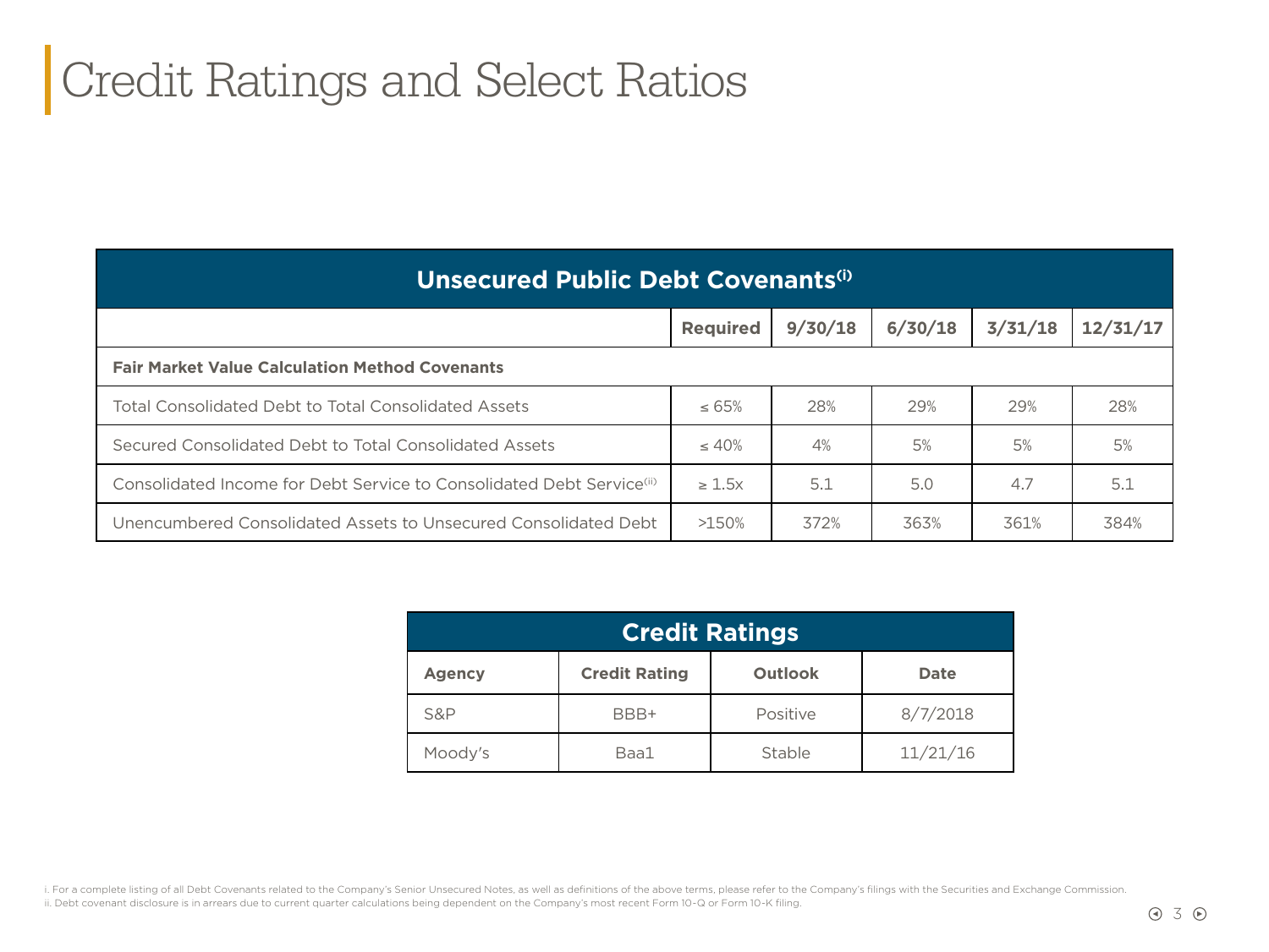# Credit Ratings and Select Ratios

| Unsecured Public Debt Covenants[i] | | | | | |
|---|---|---|---|---|---|
| | **Required** | **9/30/18** | **6/30/18** | **3/31/18** | **12/31/17** |
| **Fair Market Value Calculation Method Covenants** | | | | | |
| Total Consolidated Debt to Total Consolidated Assets | ≤ 65% | 28% | 29% | 29% | 28% |
| Secured Consolidated Debt to Total Consolidated Assets | ≤ 40% | 4% | 5% | 5% | 5% |
| Consolidated Income for Debt Service to Consolidated Debt Service[ii] | ≥ 1.5x | 5.1 | 5.0 | 4.7 | 5.1 |
| Unencumbered Consolidated Assets to Unsecured Consolidated Debt | >150% | 372% | 363% | 361% | 384% |

| Credit Ratings | | | |
|---|---|---|---|
| **Agency** | **Credit Rating** | **Outlook** | **Date** |
| S&P | BBB+ | Positive | 8/7/2018 |
| Moody's | Baa1 | Stable | 11/21/16 |

i. For a complete listing of all Debt Covenants related to the Company's Senior Unsecured Notes, as well as definitions of the above terms, please refer to the Company's filings with the Securities and Exchange Commission.
ii. Debt covenant disclosure is in arrears due to current quarter calculations being dependent on the Company's most recent Form 10-Q or Form 10-K filing.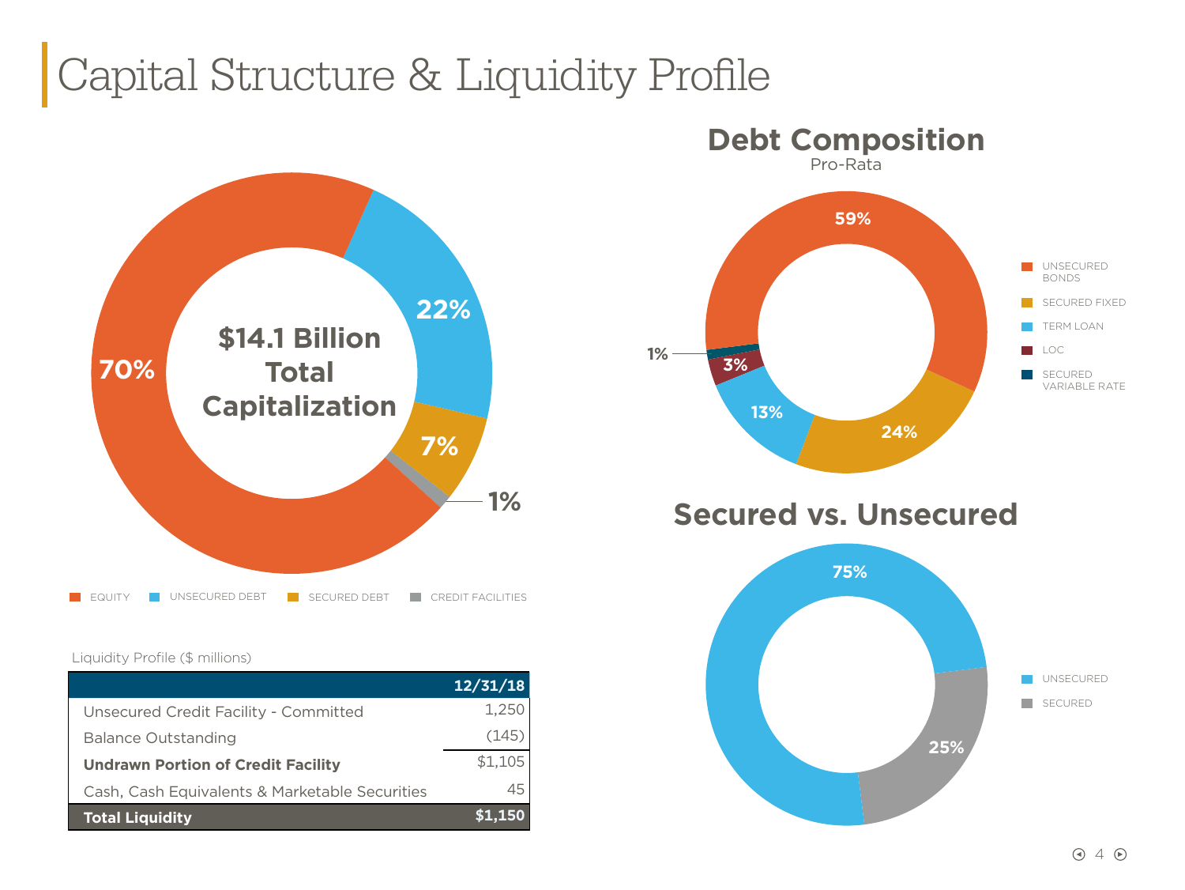# Capital Structure & Liquidity Profile

$14.1 Billion Total Capitalization

70% | 22% | 7% | 1%

EQUITY | UNSECURED DEBT | SECURED DEBT | CREDIT FACILITIES

Liquidity Profile ($ millions)

| | 12/31/18 |
|---|---|
| Unsecured Credit Facility - Committed | 1,250 |
| Balance Outstanding | (145) |
| **Undrawn Portion of Credit Facility** | $1,105 |
| Cash, Cash Equivalents & Marketable Securities | 45 |
| **Total Liquidity** | **$1,150** |

## Debt Composition

Pro-Rata

59% | 24% | 13% | 3% | 1%

UNSECURED BONDS | SECURED FIXED | TERM LOAN | LOC | SECURED VARIABLE RATE

## Secured vs. Unsecured

75% | 25%

UNSECURED | SECURED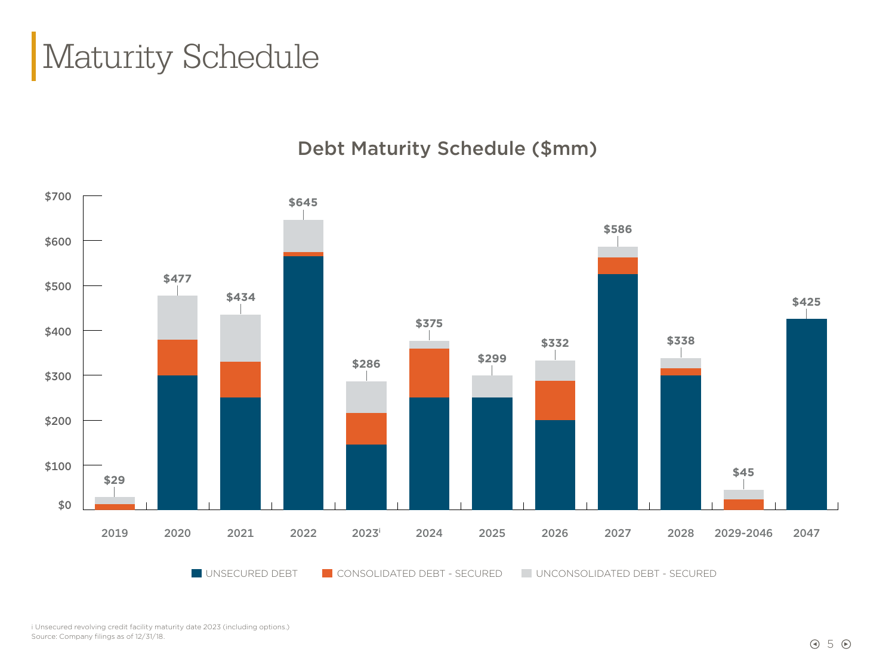# Maturity Schedule

## Debt Maturity Schedule ($mm)

| Year | Total |
|---|---|
| 2019 | $29 |
| 2020 | $477 |
| 2021 | $434 |
| 2022 | $645 |
| 2023[i] | $286 |
| 2024 | $375 |
| 2025 | $299 |
| 2026 | $332 |
| 2027 | $586 |
| 2028 | $338 |
| 2029-2046 | $45 |
| 2047 | $425 |

UNSECURED DEBT | CONSOLIDATED DEBT - SECURED | UNCONSOLIDATED DEBT - SECURED

i Unsecured revolving credit facility maturity date 2023 (including options.)
Source: Company filings as of 12/31/18.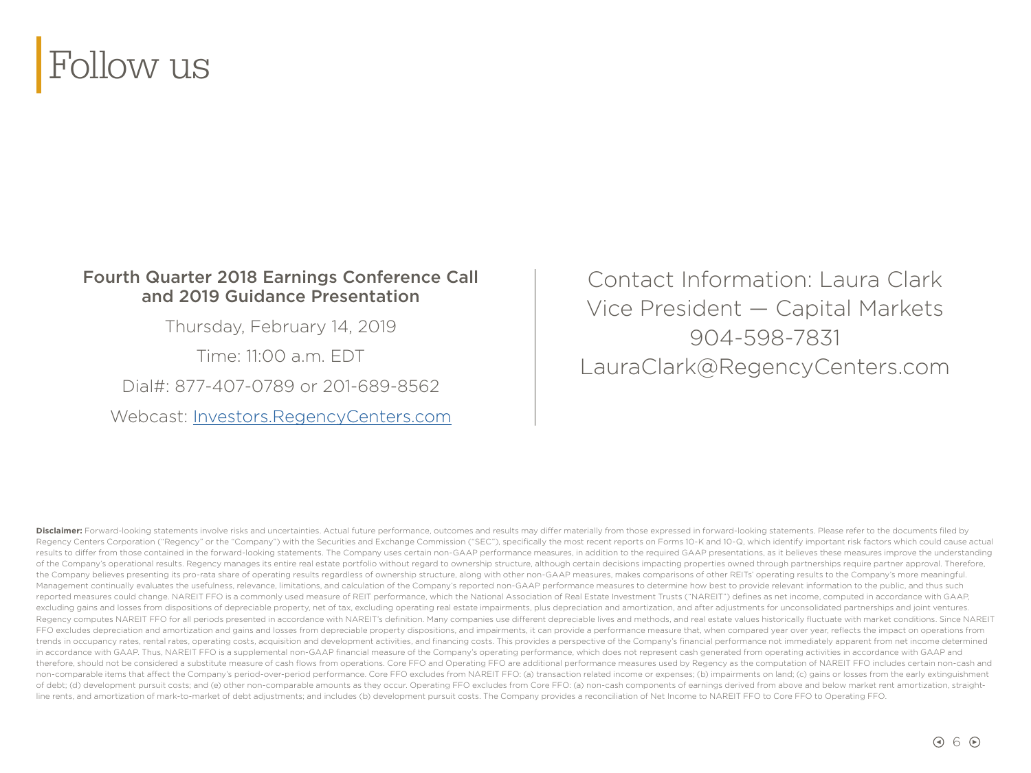# Follow us

**Fourth Quarter 2018 Earnings Conference Call and 2019 Guidance Presentation**

Thursday, February 14, 2019

Time: 11:00 a.m. EDT

Dial#: 877-407-0789 or 201-689-8562

Webcast: [Investors.RegencyCenters.com](Investors.RegencyCenters.com)

Contact Information: Laura Clark
Vice President — Capital Markets
904-598-7831
LauraClark@RegencyCenters.com

**Disclaimer:** Forward-looking statements involve risks and uncertainties. Actual future performance, outcomes and results may differ materially from those expressed in forward-looking statements. Please refer to the documents filed by Regency Centers Corporation ("Regency" or the "Company") with the Securities and Exchange Commission ("SEC"), specifically the most recent reports on Forms 10-K and 10-Q, which identify important risk factors which could cause actual results to differ from those contained in the forward-looking statements. The Company uses certain non-GAAP performance measures, in addition to the required GAAP presentations, as it believes these measures improve the understanding of the Company's operational results. Regency manages its entire real estate portfolio without regard to ownership structure, although certain decisions impacting properties owned through partnerships require partner approval. Therefore, the Company believes presenting its pro-rata share of operating results regardless of ownership structure, along with other non-GAAP measures, makes comparisons of other REITs' operating results to the Company's more meaningful. Management continually evaluates the usefulness, relevance, limitations, and calculation of the Company's reported non-GAAP performance measures to determine how best to provide relevant information to the public, and thus such reported measures could change. NAREIT FFO is a commonly used measure of REIT performance, which the National Association of Real Estate Investment Trusts ("NAREIT") defines as net income, computed in accordance with GAAP, excluding gains and losses from dispositions of depreciable property, net of tax, excluding operating real estate impairments, plus depreciation and amortization, and after adjustments for unconsolidated partnerships and joint ventures. Regency computes NAREIT FFO for all periods presented in accordance with NAREIT's definition. Many companies use different depreciable lives and methods, and real estate values historically fluctuate with market conditions. Since NAREIT FFO excludes depreciation and amortization and gains and losses from depreciable property dispositions, and impairments, it can provide a performance measure that, when compared year over year, reflects the impact on operations from trends in occupancy rates, rental rates, operating costs, acquisition and development activities, and financing costs. This provides a perspective of the Company's financial performance not immediately apparent from net income determined in accordance with GAAP. Thus, NAREIT FFO is a supplemental non-GAAP financial measure of the Company's operating performance, which does not represent cash generated from operating activities in accordance with GAAP and therefore, should not be considered a substitute measure of cash flows from operations. Core FFO and Operating FFO are additional performance measures used by Regency as the computation of NAREIT FFO includes certain non-cash and non-comparable items that affect the Company's period-over-period performance. Core FFO excludes from NAREIT FFO: (a) transaction related income or expenses; (b) impairments on land; (c) gains or losses from the early extinguishment of debt; (d) development pursuit costs; and (e) other non-comparable amounts as they occur. Operating FFO excludes from Core FFO: (a) non-cash components of earnings derived from above and below market rent amortization, straight-line rents, and amortization of mark-to-market of debt adjustments; and includes (b) development pursuit costs. The Company provides a reconciliation of Net Income to NAREIT FFO to Core FFO to Operating FFO.